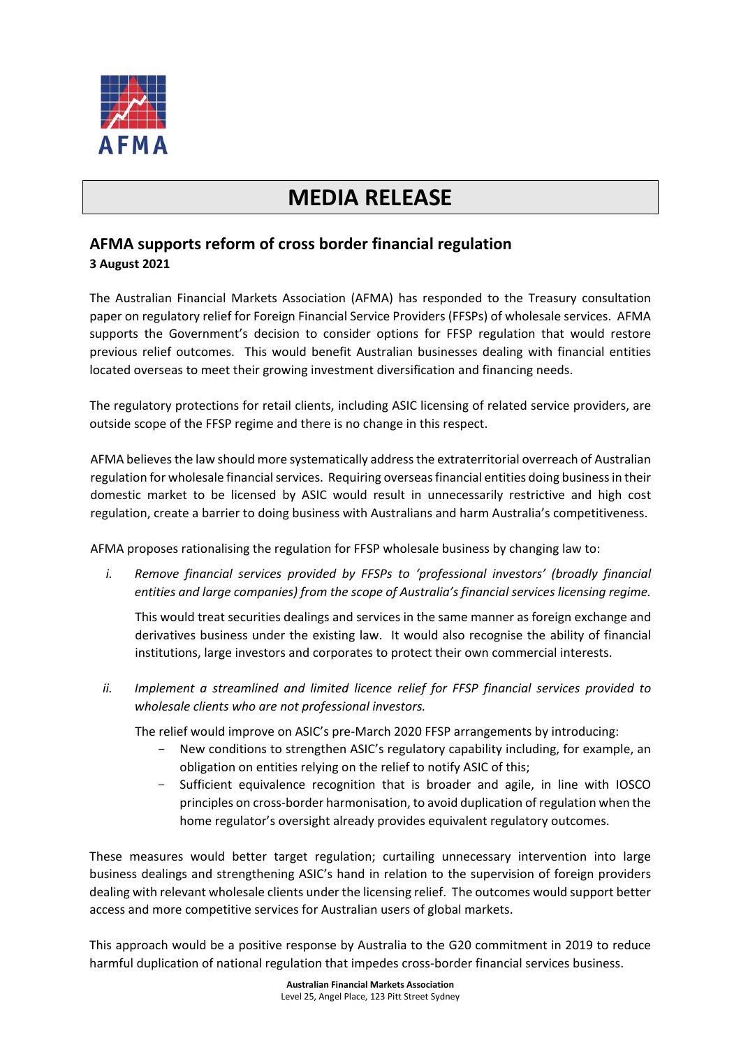AFMA

# MEDIA RELEASE

## AFMA supports reform of cross border financial regulation

**3 August 2021**

The Australian Financial Markets Association (AFMA) has responded to the Treasury consultation paper on regulatory relief for Foreign Financial Service Providers (FFSPs) of wholesale services. AFMA supports the Government's decision to consider options for FFSP regulation that would restore previous relief outcomes. This would benefit Australian businesses dealing with financial entities located overseas to meet their growing investment diversification and financing needs.

The regulatory protections for retail clients, including ASIC licensing of related service providers, are outside scope of the FFSP regime and there is no change in this respect.

AFMA believes the law should more systematically address the extraterritorial overreach of Australian regulation for wholesale financial services. Requiring overseas financial entities doing business in their domestic market to be licensed by ASIC would result in unnecessarily restrictive and high cost regulation, create a barrier to doing business with Australians and harm Australia's competitiveness.

AFMA proposes rationalising the regulation for FFSP wholesale business by changing law to:

i. *Remove financial services provided by FFSPs to 'professional investors' (broadly financial entities and large companies) from the scope of Australia's financial services licensing regime.*

   This would treat securities dealings and services in the same manner as foreign exchange and derivatives business under the existing law. It would also recognise the ability of financial institutions, large investors and corporates to protect their own commercial interests.

ii. *Implement a streamlined and limited licence relief for FFSP financial services provided to wholesale clients who are not professional investors.*

   The relief would improve on ASIC's pre-March 2020 FFSP arrangements by introducing:
   - New conditions to strengthen ASIC's regulatory capability including, for example, an obligation on entities relying on the relief to notify ASIC of this;
   - Sufficient equivalence recognition that is broader and agile, in line with IOSCO principles on cross-border harmonisation, to avoid duplication of regulation when the home regulator's oversight already provides equivalent regulatory outcomes.

These measures would better target regulation; curtailing unnecessary intervention into large business dealings and strengthening ASIC's hand in relation to the supervision of foreign providers dealing with relevant wholesale clients under the licensing relief. The outcomes would support better access and more competitive services for Australian users of global markets.

This approach would be a positive response by Australia to the G20 commitment in 2019 to reduce harmful duplication of national regulation that impedes cross-border financial services business.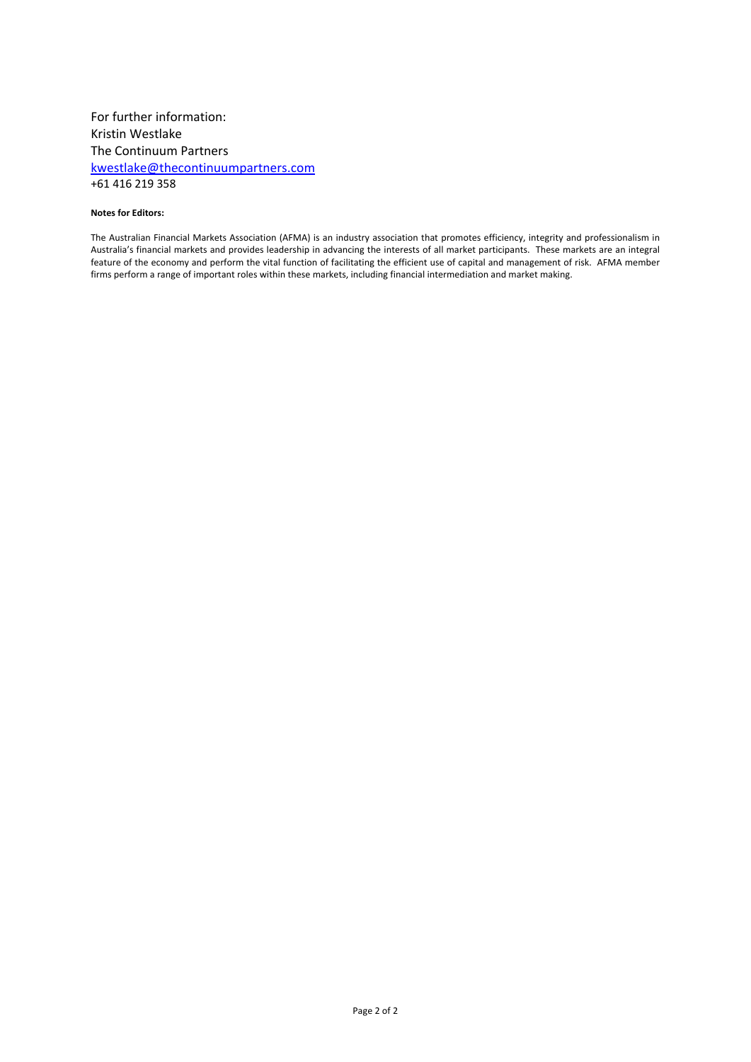For further information:
Kristin Westlake
The Continuum Partners
kwestlake@thecontinuumpartners.com
+61 416 219 358

**Notes for Editors:**

The Australian Financial Markets Association (AFMA) is an industry association that promotes efficiency, integrity and professionalism in Australia's financial markets and provides leadership in advancing the interests of all market participants. These markets are an integral feature of the economy and perform the vital function of facilitating the efficient use of capital and management of risk. AFMA member firms perform a range of important roles within these markets, including financial intermediation and market making.